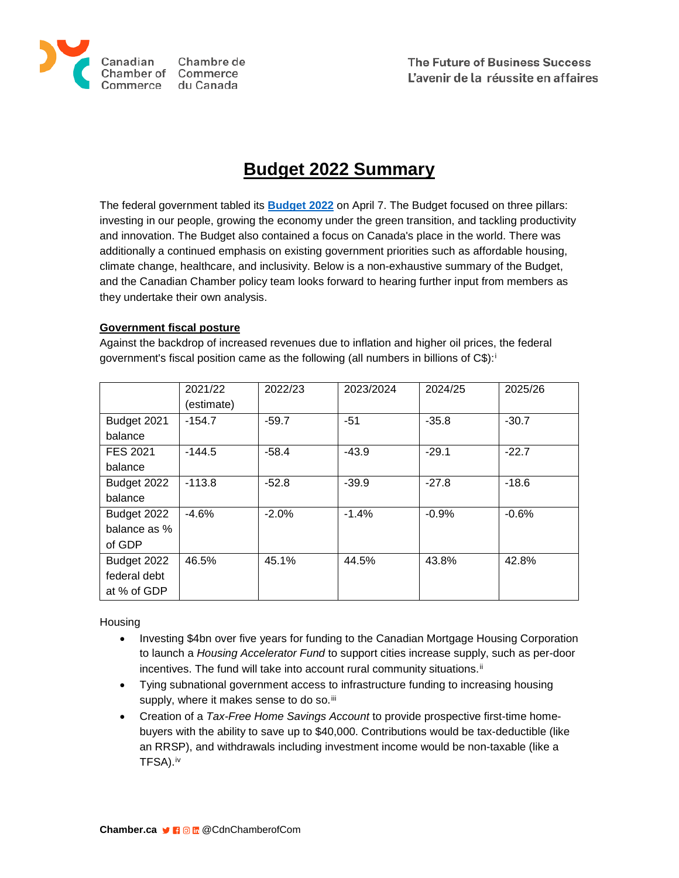# Budget 2022 Summary

The federal government tabled its **[Budget 2022]** on April 7. The Budget focused on three pillars: investing in our people, growing the economy under the green transition, and tackling productivity and innovation. The Budget also contained a focus on Canada's place in the world. There was additionally a continued emphasis on existing government priorities such as affordable housing, climate change, healthcare, and inclusivity. Below is a non-exhaustive summary of the Budget, and the Canadian Chamber policy team looks forward to hearing further input from members as they undertake their own analysis.

## Government fiscal posture

Against the backdrop of increased revenues due to inflation and higher oil prices, the federal government's fiscal position came as the following (all numbers in billions of C$):[i]

| | 2021/22 (estimate) | 2022/23 | 2023/2024 | 2024/25 | 2025/26 |
|---|---|---|---|---|---|
| Budget 2021 balance | -154.7 | -59.7 | -51 | -35.8 | -30.7 |
| FES 2021 balance | -144.5 | -58.4 | -43.9 | -29.1 | -22.7 |
| Budget 2022 balance | -113.8 | -52.8 | -39.9 | -27.8 | -18.6 |
| Budget 2022 balance as % of GDP | -4.6% | -2.0% | -1.4% | -0.9% | -0.6% |
| Budget 2022 federal debt at % of GDP | 46.5% | 45.1% | 44.5% | 43.8% | 42.8% |

Housing

- Investing $4bn over five years for funding to the Canadian Mortgage Housing Corporation to launch a *Housing Accelerator Fund* to support cities increase supply, such as per-door incentives. The fund will take into account rural community situations.[ii]
- Tying subnational government access to infrastructure funding to increasing housing supply, where it makes sense to do so.[iii]
- Creation of a *Tax-Free Home Savings Account* to provide prospective first-time home-buyers with the ability to save up to $40,000. Contributions would be tax-deductible (like an RRSP), and withdrawals including investment income would be non-taxable (like a TFSA).[iv]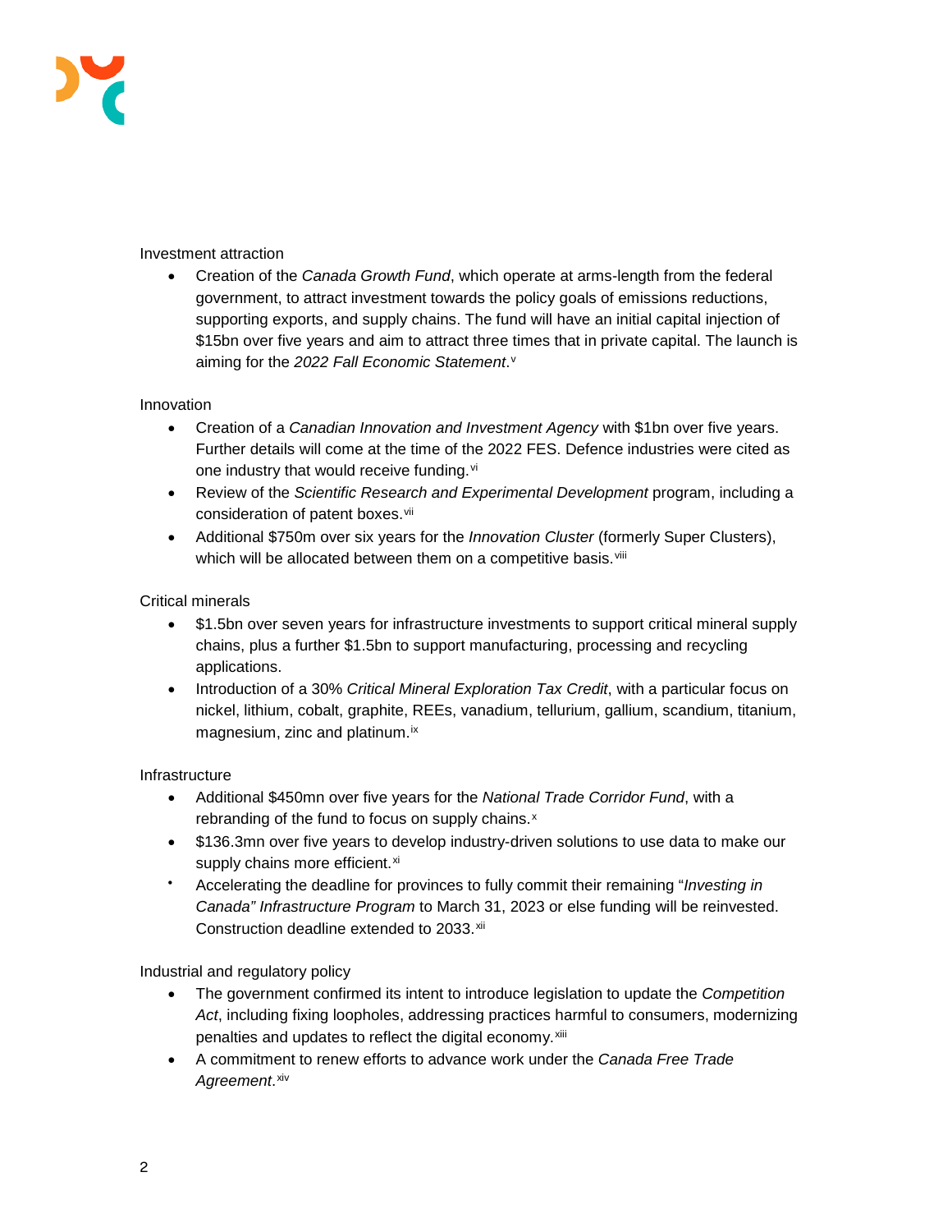Investment attraction

- Creation of the *Canada Growth Fund*, which operate at arms-length from the federal government, to attract investment towards the policy goals of emissions reductions, supporting exports, and supply chains. The fund will have an initial capital injection of $15bn over five years and aim to attract three times that in private capital. The launch is aiming for the *2022 Fall Economic Statement*.[v]

Innovation

- Creation of a *Canadian Innovation and Investment Agency* with $1bn over five years. Further details will come at the time of the 2022 FES. Defence industries were cited as one industry that would receive funding.[vi]
- Review of the *Scientific Research and Experimental Development* program, including a consideration of patent boxes.[vii]
- Additional $750m over six years for the *Innovation Cluster* (formerly Super Clusters), which will be allocated between them on a competitive basis.[viii]

Critical minerals

- $1.5bn over seven years for infrastructure investments to support critical mineral supply chains, plus a further $1.5bn to support manufacturing, processing and recycling applications.
- Introduction of a 30% *Critical Mineral Exploration Tax Credit*, with a particular focus on nickel, lithium, cobalt, graphite, REEs, vanadium, tellurium, gallium, scandium, titanium, magnesium, zinc and platinum.[ix]

Infrastructure

- Additional $450mn over five years for the *National Trade Corridor Fund*, with a rebranding of the fund to focus on supply chains.[x]
- $136.3mn over five years to develop industry-driven solutions to use data to make our supply chains more efficient.[xi]
- Accelerating the deadline for provinces to fully commit their remaining "*Investing in Canada" Infrastructure Program* to March 31, 2023 or else funding will be reinvested. Construction deadline extended to 2033.[xii]

Industrial and regulatory policy

- The government confirmed its intent to introduce legislation to update the *Competition Act*, including fixing loopholes, addressing practices harmful to consumers, modernizing penalties and updates to reflect the digital economy.[xiii]
- A commitment to renew efforts to advance work under the *Canada Free Trade Agreement*.[xiv]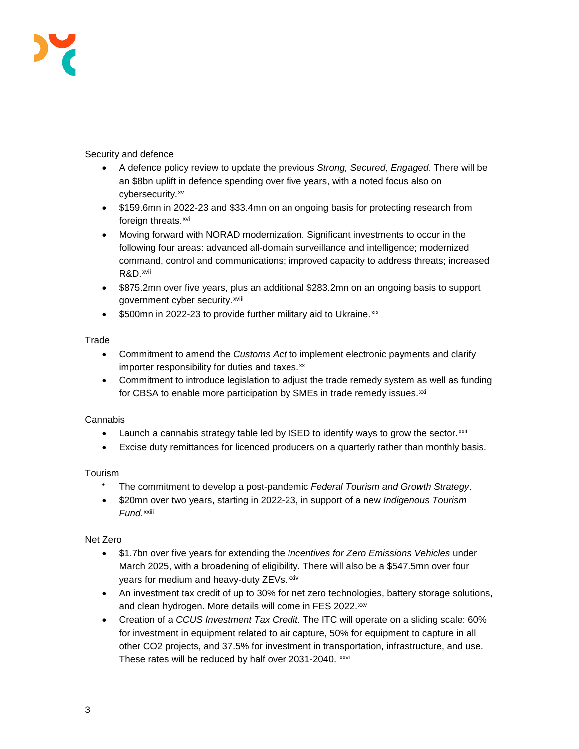Security and defence

- A defence policy review to update the previous *Strong, Secured, Engaged*. There will be an $8bn uplift in defence spending over five years, with a noted focus also on cybersecurity.[xv]
- $159.6mn in 2022-23 and $33.4mn on an ongoing basis for protecting research from foreign threats.[xvi]
- Moving forward with NORAD modernization. Significant investments to occur in the following four areas: advanced all-domain surveillance and intelligence; modernized command, control and communications; improved capacity to address threats; increased R&D.[xvii]
- $875.2mn over five years, plus an additional $283.2mn on an ongoing basis to support government cyber security.[xviii]
- $500mn in 2022-23 to provide further military aid to Ukraine.[xix]

Trade

- Commitment to amend the *Customs Act* to implement electronic payments and clarify importer responsibility for duties and taxes.[xx]
- Commitment to introduce legislation to adjust the trade remedy system as well as funding for CBSA to enable more participation by SMEs in trade remedy issues.[xxi]

Cannabis

- Launch a cannabis strategy table led by ISED to identify ways to grow the sector.[xxii]
- Excise duty remittances for licenced producers on a quarterly rather than monthly basis.

Tourism

- The commitment to develop a post-pandemic *Federal Tourism and Growth Strategy*.
- $20mn over two years, starting in 2022-23, in support of a new *Indigenous Tourism Fund*.[xxiii]

Net Zero

- $1.7bn over five years for extending the *Incentives for Zero Emissions Vehicles* under March 2025, with a broadening of eligibility. There will also be a $547.5mn over four years for medium and heavy-duty ZEVs.[xxiv]
- An investment tax credit of up to 30% for net zero technologies, battery storage solutions, and clean hydrogen. More details will come in FES 2022.[xxv]
- Creation of a *CCUS Investment Tax Credit*. The ITC will operate on a sliding scale: 60% for investment in equipment related to air capture, 50% for equipment to capture in all other CO2 projects, and 37.5% for investment in transportation, infrastructure, and use. These rates will be reduced by half over 2031-2040.[xxvi]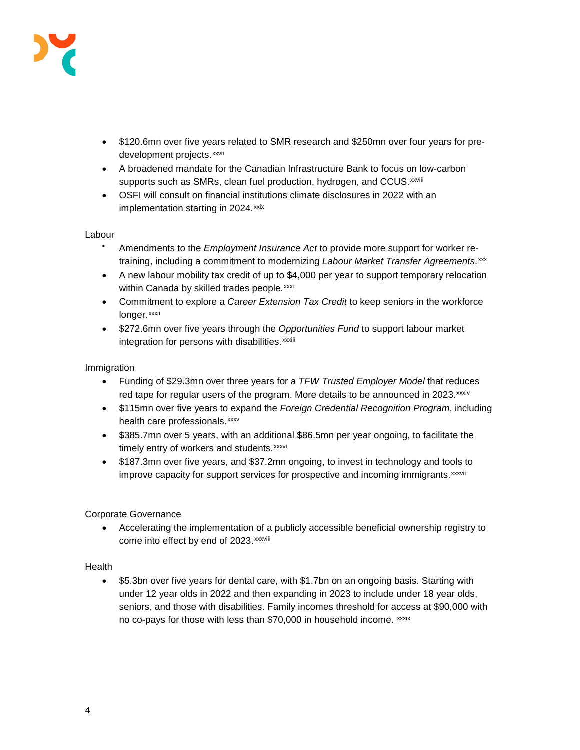- $120.6mn over five years related to SMR research and $250mn over four years for pre-development projects.[xxvii]
- A broadened mandate for the Canadian Infrastructure Bank to focus on low-carbon supports such as SMRs, clean fuel production, hydrogen, and CCUS.[xxviii]
- OSFI will consult on financial institutions climate disclosures in 2022 with an implementation starting in 2024.[xxix]

Labour

- Amendments to the *Employment Insurance Act* to provide more support for worker re-training, including a commitment to modernizing *Labour Market Transfer Agreements*.[xxx]
- A new labour mobility tax credit of up to $4,000 per year to support temporary relocation within Canada by skilled trades people.[xxxi]
- Commitment to explore a *Career Extension Tax Credit* to keep seniors in the workforce longer.[xxxii]
- $272.6mn over five years through the *Opportunities Fund* to support labour market integration for persons with disabilities.[xxxiii]

Immigration

- Funding of $29.3mn over three years for a *TFW Trusted Employer Model* that reduces red tape for regular users of the program. More details to be announced in 2023.[xxxiv]
- $115mn over five years to expand the *Foreign Credential Recognition Program*, including health care professionals.[xxxv]
- $385.7mn over 5 years, with an additional $86.5mn per year ongoing, to facilitate the timely entry of workers and students.[xxxvi]
- $187.3mn over five years, and $37.2mn ongoing, to invest in technology and tools to improve capacity for support services for prospective and incoming immigrants.[xxxvii]

Corporate Governance

- Accelerating the implementation of a publicly accessible beneficial ownership registry to come into effect by end of 2023.[xxxviii]

Health

- $5.3bn over five years for dental care, with $1.7bn on an ongoing basis. Starting with under 12 year olds in 2022 and then expanding in 2023 to include under 18 year olds, seniors, and those with disabilities. Family incomes threshold for access at $90,000 with no co-pays for those with less than $70,000 in household income.[xxxix]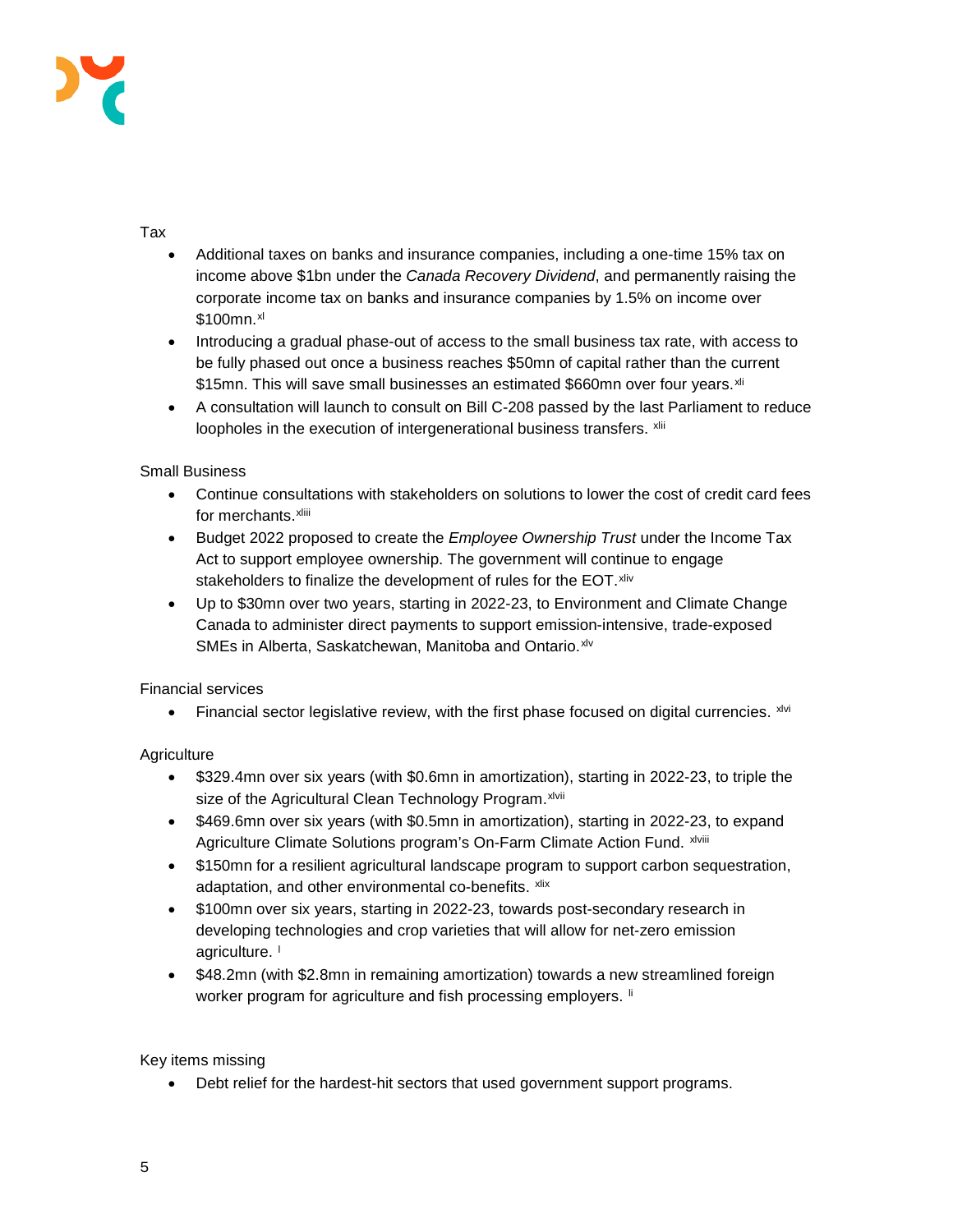Tax

- Additional taxes on banks and insurance companies, including a one-time 15% tax on income above $1bn under the *Canada Recovery Dividend*, and permanently raising the corporate income tax on banks and insurance companies by 1.5% on income over $100mn.[xl]
- Introducing a gradual phase-out of access to the small business tax rate, with access to be fully phased out once a business reaches $50mn of capital rather than the current $15mn. This will save small businesses an estimated $660mn over four years.[xli]
- A consultation will launch to consult on Bill C-208 passed by the last Parliament to reduce loopholes in the execution of intergenerational business transfers. [xlii]

Small Business

- Continue consultations with stakeholders on solutions to lower the cost of credit card fees for merchants.[xliii]
- Budget 2022 proposed to create the *Employee Ownership Trust* under the Income Tax Act to support employee ownership. The government will continue to engage stakeholders to finalize the development of rules for the EOT.[xliv]
- Up to $30mn over two years, starting in 2022-23, to Environment and Climate Change Canada to administer direct payments to support emission-intensive, trade-exposed SMEs in Alberta, Saskatchewan, Manitoba and Ontario.[xlv]

Financial services

- Financial sector legislative review, with the first phase focused on digital currencies. [xlvi]

Agriculture

- $329.4mn over six years (with $0.6mn in amortization), starting in 2022-23, to triple the size of the Agricultural Clean Technology Program.[xlvii]
- $469.6mn over six years (with $0.5mn in amortization), starting in 2022-23, to expand Agriculture Climate Solutions program's On-Farm Climate Action Fund. [xlviii]
- $150mn for a resilient agricultural landscape program to support carbon sequestration, adaptation, and other environmental co-benefits. [xlix]
- $100mn over six years, starting in 2022-23, towards post-secondary research in developing technologies and crop varieties that will allow for net-zero emission agriculture. [l]
- $48.2mn (with $2.8mn in remaining amortization) towards a new streamlined foreign worker program for agriculture and fish processing employers. [li]

Key items missing

- Debt relief for the hardest-hit sectors that used government support programs.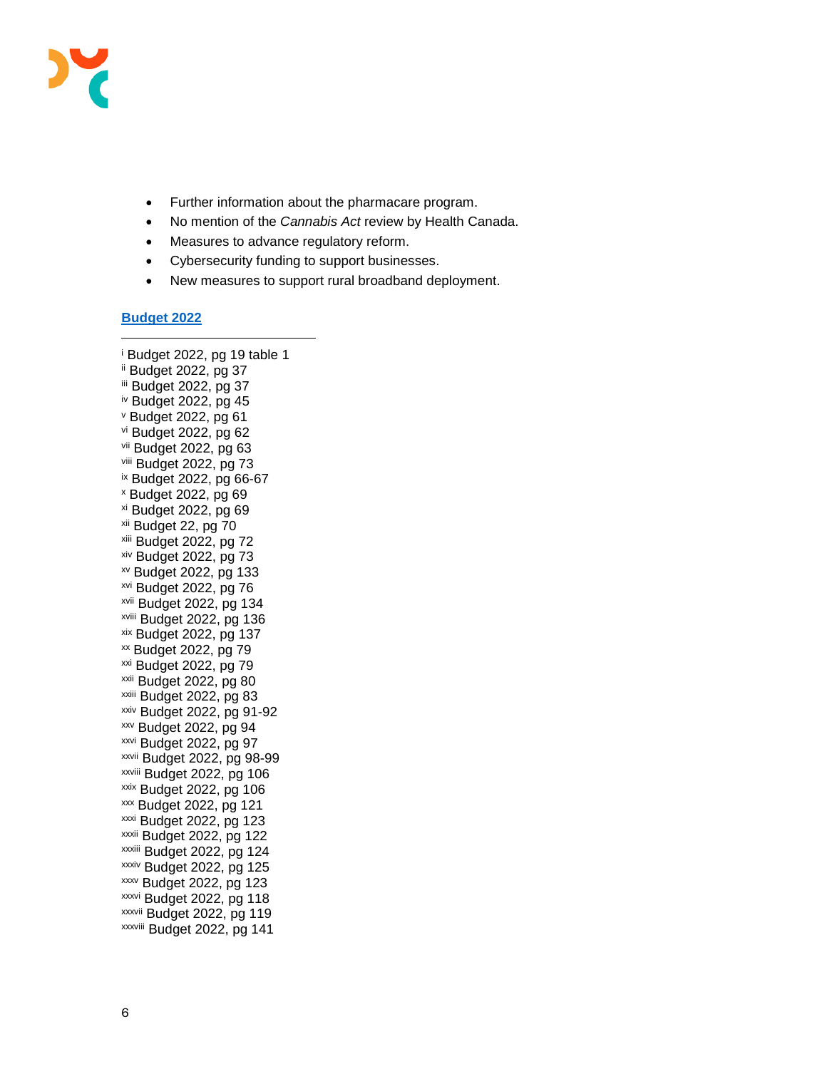- Further information about the pharmacare program.
- No mention of the *Cannabis Act* review by Health Canada.
- Measures to advance regulatory reform.
- Cybersecurity funding to support businesses.
- New measures to support rural broadband deployment.

**[Budget 2022]()**

---

[i] Budget 2022, pg 19 table 1
[ii] Budget 2022, pg 37
[iii] Budget 2022, pg 37
[iv] Budget 2022, pg 45
[v] Budget 2022, pg 61
[vi] Budget 2022, pg 62
[vii] Budget 2022, pg 63
[viii] Budget 2022, pg 73
[ix] Budget 2022, pg 66-67
[x] Budget 2022, pg 69
[xi] Budget 2022, pg 69
[xii] Budget 22, pg 70
[xiii] Budget 2022, pg 72
[xiv] Budget 2022, pg 73
[xv] Budget 2022, pg 133
[xvi] Budget 2022, pg 76
[xvii] Budget 2022, pg 134
[xviii] Budget 2022, pg 136
[xix] Budget 2022, pg 137
[xx] Budget 2022, pg 79
[xxi] Budget 2022, pg 79
[xxii] Budget 2022, pg 80
[xxiii] Budget 2022, pg 83
[xxiv] Budget 2022, pg 91-92
[xxv] Budget 2022, pg 94
[xxvi] Budget 2022, pg 97
[xxvii] Budget 2022, pg 98-99
[xxviii] Budget 2022, pg 106
[xxix] Budget 2022, pg 106
[xxx] Budget 2022, pg 121
[xxxi] Budget 2022, pg 123
[xxxii] Budget 2022, pg 122
[xxxiii] Budget 2022, pg 124
[xxxiv] Budget 2022, pg 125
[xxxv] Budget 2022, pg 123
[xxxvi] Budget 2022, pg 118
[xxxvii] Budget 2022, pg 119
[xxxviii] Budget 2022, pg 141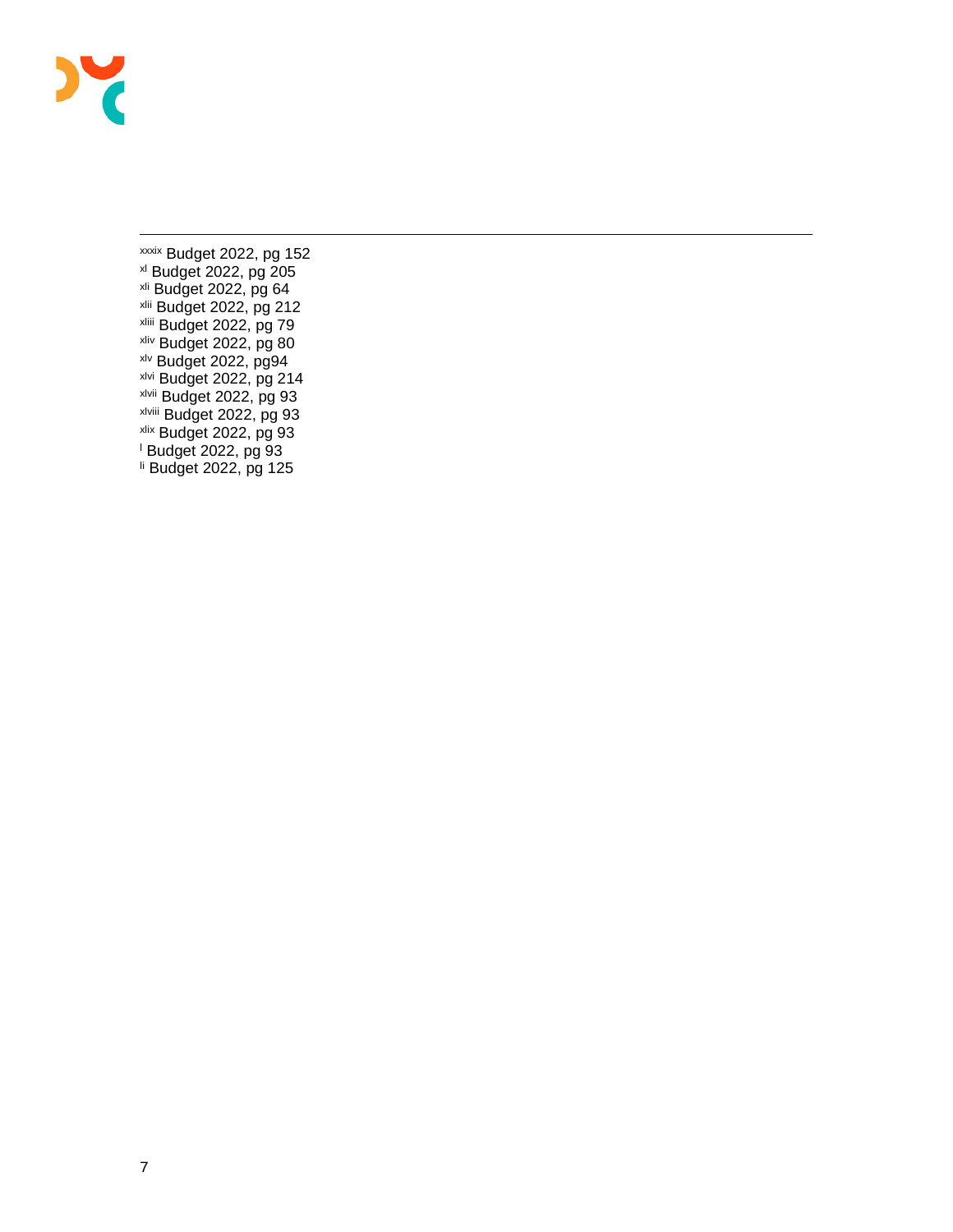[xxxix] Budget 2022, pg 152
[xl] Budget 2022, pg 205
[xli] Budget 2022, pg 64
[xlii] Budget 2022, pg 212
[xliii] Budget 2022, pg 79
[xliv] Budget 2022, pg 80
[xlv] Budget 2022, pg94
[xlvi] Budget 2022, pg 214
[xlvii] Budget 2022, pg 93
[xlviii] Budget 2022, pg 93
[xlix] Budget 2022, pg 93
[l] Budget 2022, pg 93
[li] Budget 2022, pg 125